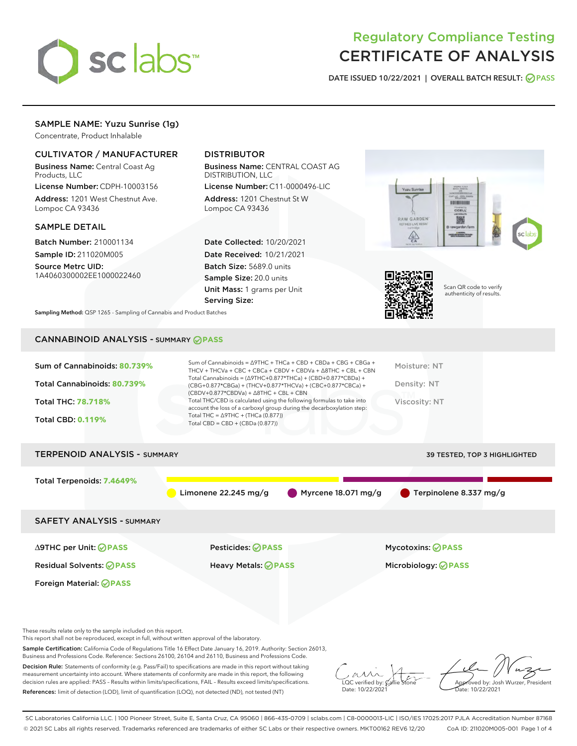# Regulatory Compliance Testing
# CERTIFICATE OF ANALYSIS

DATE ISSUED 10/22/2021 | OVERALL BATCH RESULT: PASS

## SAMPLE NAME: Yuzu Sunrise (1g)

Concentrate, Product Inhalable

### CULTIVATOR / MANUFACTURER

**Business Name:** Central Coast Ag Products, LLC

**License Number:** CDPH-10003156

**Address:** 1201 West Chestnut Ave. Lompoc CA 93436

### DISTRIBUTOR

**Business Name:** CENTRAL COAST AG DISTRIBUTION, LLC

**License Number:** C11-0000496-LIC

**Address:** 1201 Chestnut St W Lompoc CA 93436

### SAMPLE DETAIL

**Batch Number:** 210001134

**Sample ID:** 211020M005

**Source Metrc UID:** 1A4060300002EE1000022460

**Date Collected:** 10/20/2021

**Date Received:** 10/21/2021

**Batch Size:** 5689.0 units

**Sample Size:** 20.0 units

**Unit Mass:** 1 grams per Unit

**Serving Size:**

Scan QR code to verify authenticity of results.

**Sampling Method:** QSP 1265 - Sampling of Cannabis and Product Batches

## CANNABINOID ANALYSIS - SUMMARY PASS

Sum of Cannabinoids: **80.739%**

Total Cannabinoids: **80.739%**

Total THC: **78.718%**

Total CBD: **0.119%**

Sum of Cannabinoids = Δ9THC + THCa + CBD + CBDa + CBG + CBGa + THCV + THCVa + CBC + CBCa + CBDV + CBDVa + Δ8THC + CBL + CBN

Total Cannabinoids = (Δ9THC+0.877*THCa) + (CBD+0.877*CBDa) + (CBG+0.877*CBGa) + (THCV+0.877*THCVa) + (CBC+0.877*CBCa) + (CBDV+0.877*CBDVa) + Δ8THC + CBL + CBN

Total THC/CBD is calculated using the following formulas to take into account the loss of a carboxyl group during the decarboxylation step:

Total THC = Δ9THC + (THCa (0.877))

Total CBD = CBD + (CBDa (0.877))

Moisture: NT

Density: NT

Viscosity: NT

## TERPENOID ANALYSIS - SUMMARY

39 TESTED, TOP 3 HIGHLIGHTED

Total Terpenoids: **7.4649%**

Limonene 22.245 mg/g | Myrcene 18.071 mg/g | Terpinolene 8.337 mg/g

## SAFETY ANALYSIS - SUMMARY

| | | |
|---|---|---|
| Δ9THC per Unit: PASS | Pesticides: PASS | Mycotoxins: PASS |
| Residual Solvents: PASS | Heavy Metals: PASS | Microbiology: PASS |
| Foreign Material: PASS | | |

These results relate only to the sample included on this report.

This report shall not be reproduced, except in full, without written approval of the laboratory.

**Sample Certification:** California Code of Regulations Title 16 Effect Date January 16, 2019. Authority: Section 26013, Business and Professions Code. Reference: Sections 26100, 26104 and 26110, Business and Professions Code.

**Decision Rule:** Statements of conformity (e.g. Pass/Fail) to specifications are made in this report without taking measurement uncertainty into account. Where statements of conformity are made in this report, the following decision rules are applied: PASS - Results within limits/specifications, FAIL - Results exceed limits/specifications.

**References:** limit of detection (LOD), limit of quantification (LOQ), not detected (ND), not tested (NT)

LQC verified by: Callie Stone
Date: 10/22/2021

Approved by: Josh Wurzer, President
Date: 10/22/2021

SC Laboratories California LLC. | 100 Pioneer Street, Suite E, Santa Cruz, CA 95060 | 866-435-0709 | sclabs.com | C8-0000013-LIC | ISO/IES 17025:2017 PJLA Accreditation Number 87168

© 2021 SC Labs all rights reserved. Trademarks referenced are trademarks of either SC Labs or their respective owners. MKT00162 REV6 12/20 CoA ID: 211020M005-001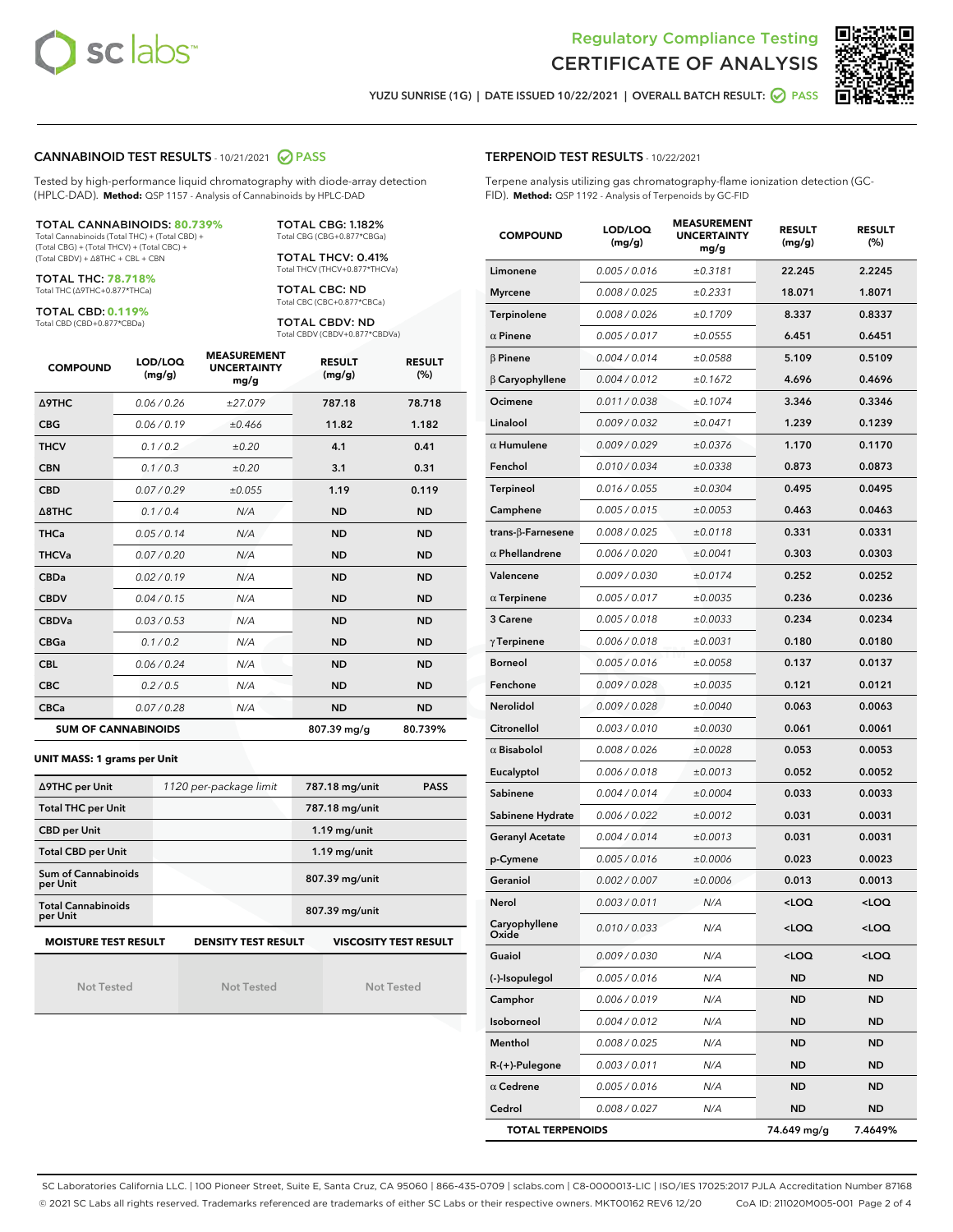Regulatory Compliance Testing
CERTIFICATE OF ANALYSIS

YUZU SUNRISE (1G) | DATE ISSUED 10/22/2021 | OVERALL BATCH RESULT: PASS

## CANNABINOID TEST RESULTS - 10/21/2021 PASS

Tested by high-performance liquid chromatography with diode-array detection (HPLC-DAD). **Method:** QSP 1157 - Analysis of Cannabinoids by HPLC-DAD

**TOTAL CANNABINOIDS: 80.739%**
Total Cannabinoids (Total THC) + (Total CBD) + (Total CBG) + (Total THCV) + (Total CBC) + (Total CBDV) + ∆8THC + CBL + CBN

**TOTAL THC: 78.718%**
Total THC (∆9THC+0.877*THCa)

**TOTAL CBD: 0.119%**
Total CBD (CBD+0.877*CBDa)

**TOTAL CBG: 1.182%**
Total CBG (CBG+0.877*CBGa)

**TOTAL THCV: 0.41%**
Total THCV (THCV+0.877*THCVa)

**TOTAL CBC: ND**
Total CBC (CBC+0.877*CBCa)

**TOTAL CBDV: ND**
Total CBDV (CBDV+0.877*CBDVa)

| COMPOUND | LOD/LOQ (mg/g) | MEASUREMENT UNCERTAINTY mg/g | RESULT (mg/g) | RESULT (%) |
|---|---|---|---|---|
| ∆9THC | 0.06 / 0.26 | ±27.079 | 787.18 | 78.718 |
| CBG | 0.06 / 0.19 | ±0.466 | 11.82 | 1.182 |
| THCV | 0.1 / 0.2 | ±0.20 | 4.1 | 0.41 |
| CBN | 0.1 / 0.3 | ±0.20 | 3.1 | 0.31 |
| CBD | 0.07 / 0.29 | ±0.055 | 1.19 | 0.119 |
| ∆8THC | 0.1 / 0.4 | N/A | ND | ND |
| THCa | 0.05 / 0.14 | N/A | ND | ND |
| THCVa | 0.07 / 0.20 | N/A | ND | ND |
| CBDa | 0.02 / 0.19 | N/A | ND | ND |
| CBDV | 0.04 / 0.15 | N/A | ND | ND |
| CBDVa | 0.03 / 0.53 | N/A | ND | ND |
| CBGa | 0.1 / 0.2 | N/A | ND | ND |
| CBL | 0.06 / 0.24 | N/A | ND | ND |
| CBC | 0.2 / 0.5 | N/A | ND | ND |
| CBCa | 0.07 / 0.28 | N/A | ND | ND |
| **SUM OF CANNABINOIDS** | | | 807.39 mg/g | 80.739% |

**UNIT MASS: 1 grams per Unit**

| | | | |
|---|---|---|---|
| ∆9THC per Unit | 1120 per-package limit | 787.18 mg/unit | PASS |
| Total THC per Unit | | 787.18 mg/unit | |
| CBD per Unit | | 1.19 mg/unit | |
| Total CBD per Unit | | 1.19 mg/unit | |
| Sum of Cannabinoids per Unit | | 807.39 mg/unit | |
| Total Cannabinoids per Unit | | 807.39 mg/unit | |

| MOISTURE TEST RESULT | DENSITY TEST RESULT | VISCOSITY TEST RESULT |
|---|---|---|
| Not Tested | Not Tested | Not Tested |

## TERPENOID TEST RESULTS - 10/22/2021

Terpene analysis utilizing gas chromatography-flame ionization detection (GC-FID). **Method:** QSP 1192 - Analysis of Terpenoids by GC-FID

| COMPOUND | LOD/LOQ (mg/g) | MEASUREMENT UNCERTAINTY mg/g | RESULT (mg/g) | RESULT (%) |
|---|---|---|---|---|
| Limonene | 0.005 / 0.016 | ±0.3181 | 22.245 | 2.2245 |
| Myrcene | 0.008 / 0.025 | ±0.2331 | 18.071 | 1.8071 |
| Terpinolene | 0.008 / 0.026 | ±0.1709 | 8.337 | 0.8337 |
| α Pinene | 0.005 / 0.017 | ±0.0555 | 6.451 | 0.6451 |
| β Pinene | 0.004 / 0.014 | ±0.0588 | 5.109 | 0.5109 |
| β Caryophyllene | 0.004 / 0.012 | ±0.1672 | 4.696 | 0.4696 |
| Ocimene | 0.011 / 0.038 | ±0.1074 | 3.346 | 0.3346 |
| Linalool | 0.009 / 0.032 | ±0.0471 | 1.239 | 0.1239 |
| α Humulene | 0.009 / 0.029 | ±0.0376 | 1.170 | 0.1170 |
| Fenchol | 0.010 / 0.034 | ±0.0338 | 0.873 | 0.0873 |
| Terpineol | 0.016 / 0.055 | ±0.0304 | 0.495 | 0.0495 |
| Camphene | 0.005 / 0.015 | ±0.0053 | 0.463 | 0.0463 |
| trans-β-Farnesene | 0.008 / 0.025 | ±0.0118 | 0.331 | 0.0331 |
| α Phellandrene | 0.006 / 0.020 | ±0.0041 | 0.303 | 0.0303 |
| Valencene | 0.009 / 0.030 | ±0.0174 | 0.252 | 0.0252 |
| α Terpinene | 0.005 / 0.017 | ±0.0035 | 0.236 | 0.0236 |
| 3 Carene | 0.005 / 0.018 | ±0.0033 | 0.234 | 0.0234 |
| γ Terpinene | 0.006 / 0.018 | ±0.0031 | 0.180 | 0.0180 |
| Borneol | 0.005 / 0.016 | ±0.0058 | 0.137 | 0.0137 |
| Fenchone | 0.009 / 0.028 | ±0.0035 | 0.121 | 0.0121 |
| Nerolidol | 0.009 / 0.028 | ±0.0040 | 0.063 | 0.0063 |
| Citronellol | 0.003 / 0.010 | ±0.0030 | 0.061 | 0.0061 |
| α Bisabolol | 0.008 / 0.026 | ±0.0028 | 0.053 | 0.0053 |
| Eucalyptol | 0.006 / 0.018 | ±0.0013 | 0.052 | 0.0052 |
| Sabinene | 0.004 / 0.014 | ±0.0004 | 0.033 | 0.0033 |
| Sabinene Hydrate | 0.006 / 0.022 | ±0.0012 | 0.031 | 0.0031 |
| Geranyl Acetate | 0.004 / 0.014 | ±0.0013 | 0.031 | 0.0031 |
| p-Cymene | 0.005 / 0.016 | ±0.0006 | 0.023 | 0.0023 |
| Geraniol | 0.002 / 0.007 | ±0.0006 | 0.013 | 0.0013 |
| Nerol | 0.003 / 0.011 | N/A | <LOQ | <LOQ |
| Caryophyllene Oxide | 0.010 / 0.033 | N/A | <LOQ | <LOQ |
| Guaiol | 0.009 / 0.030 | N/A | <LOQ | <LOQ |
| (-)-Isopulegol | 0.005 / 0.016 | N/A | ND | ND |
| Camphor | 0.006 / 0.019 | N/A | ND | ND |
| Isoborneol | 0.004 / 0.012 | N/A | ND | ND |
| Menthol | 0.008 / 0.025 | N/A | ND | ND |
| R-(+)-Pulegone | 0.003 / 0.011 | N/A | ND | ND |
| α Cedrene | 0.005 / 0.016 | N/A | ND | ND |
| Cedrol | 0.008 / 0.027 | N/A | ND | ND |
| **TOTAL TERPENOIDS** | | | 74.649 mg/g | 7.4649% |

SC Laboratories California LLC. | 100 Pioneer Street, Suite E, Santa Cruz, CA 95060 | 866-435-0709 | sclabs.com | C8-0000013-LIC | ISO/IES 17025:2017 PJLA Accreditation Number 87168
© 2021 SC Labs all rights reserved. Trademarks referenced are trademarks of either SC Labs or their respective owners. MKT00162 REV6 12/20 CoA ID: 211020M005-001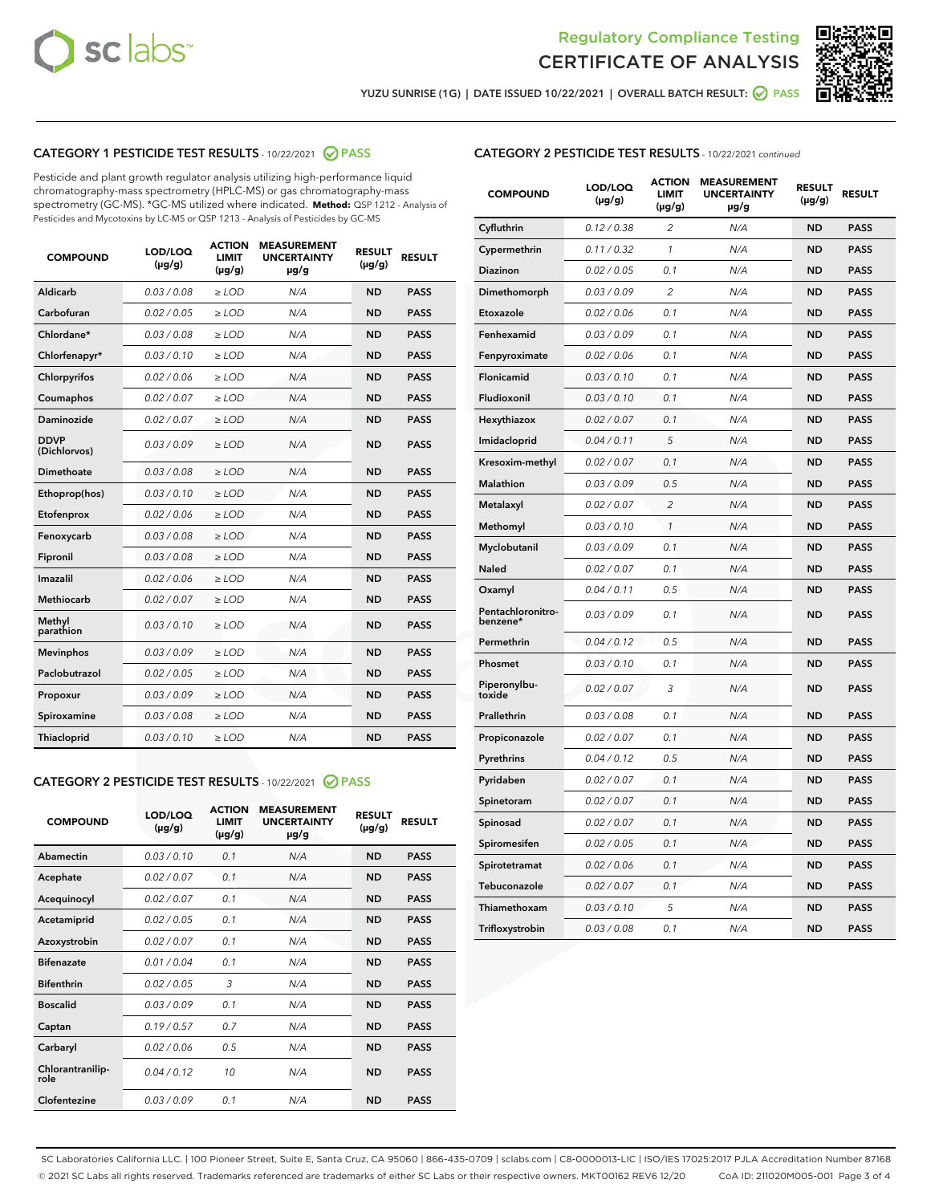Regulatory Compliance Testing
# CERTIFICATE OF ANALYSIS

YUZU SUNRISE (1G) | DATE ISSUED 10/22/2021 | OVERALL BATCH RESULT: PASS

## CATEGORY 1 PESTICIDE TEST RESULTS - 10/22/2021 PASS

Pesticide and plant growth regulator analysis utilizing high-performance liquid chromatography-mass spectrometry (HPLC-MS) or gas chromatography-mass spectrometry (GC-MS). *GC-MS utilized where indicated. **Method:** QSP 1212 - Analysis of Pesticides and Mycotoxins by LC-MS or QSP 1213 - Analysis of Pesticides by GC-MS

| COMPOUND | LOD/LOQ (µg/g) | ACTION LIMIT (µg/g) | MEASUREMENT UNCERTAINTY µg/g | RESULT (µg/g) | RESULT |
|---|---|---|---|---|---|
| Aldicarb | 0.03 / 0.08 | ≥ LOD | N/A | ND | PASS |
| Carbofuran | 0.02 / 0.05 | ≥ LOD | N/A | ND | PASS |
| Chlordane* | 0.03 / 0.08 | ≥ LOD | N/A | ND | PASS |
| Chlorfenapyr* | 0.03 / 0.10 | ≥ LOD | N/A | ND | PASS |
| Chlorpyrifos | 0.02 / 0.06 | ≥ LOD | N/A | ND | PASS |
| Coumaphos | 0.02 / 0.07 | ≥ LOD | N/A | ND | PASS |
| Daminozide | 0.02 / 0.07 | ≥ LOD | N/A | ND | PASS |
| DDVP (Dichlorvos) | 0.03 / 0.09 | ≥ LOD | N/A | ND | PASS |
| Dimethoate | 0.03 / 0.08 | ≥ LOD | N/A | ND | PASS |
| Ethoprop(hos) | 0.03 / 0.10 | ≥ LOD | N/A | ND | PASS |
| Etofenprox | 0.02 / 0.06 | ≥ LOD | N/A | ND | PASS |
| Fenoxycarb | 0.03 / 0.08 | ≥ LOD | N/A | ND | PASS |
| Fipronil | 0.03 / 0.08 | ≥ LOD | N/A | ND | PASS |
| Imazalil | 0.02 / 0.06 | ≥ LOD | N/A | ND | PASS |
| Methiocarb | 0.02 / 0.07 | ≥ LOD | N/A | ND | PASS |
| Methyl parathion | 0.03 / 0.10 | ≥ LOD | N/A | ND | PASS |
| Mevinphos | 0.03 / 0.09 | ≥ LOD | N/A | ND | PASS |
| Paclobutrazol | 0.02 / 0.05 | ≥ LOD | N/A | ND | PASS |
| Propoxur | 0.03 / 0.09 | ≥ LOD | N/A | ND | PASS |
| Spiroxamine | 0.03 / 0.08 | ≥ LOD | N/A | ND | PASS |
| Thiacloprid | 0.03 / 0.10 | ≥ LOD | N/A | ND | PASS |

## CATEGORY 2 PESTICIDE TEST RESULTS - 10/22/2021 PASS

| COMPOUND | LOD/LOQ (µg/g) | ACTION LIMIT (µg/g) | MEASUREMENT UNCERTAINTY µg/g | RESULT (µg/g) | RESULT |
|---|---|---|---|---|---|
| Abamectin | 0.03 / 0.10 | 0.1 | N/A | ND | PASS |
| Acephate | 0.02 / 0.07 | 0.1 | N/A | ND | PASS |
| Acequinocyl | 0.02 / 0.07 | 0.1 | N/A | ND | PASS |
| Acetamiprid | 0.02 / 0.05 | 0.1 | N/A | ND | PASS |
| Azoxystrobin | 0.02 / 0.07 | 0.1 | N/A | ND | PASS |
| Bifenazate | 0.01 / 0.04 | 0.1 | N/A | ND | PASS |
| Bifenthrin | 0.02 / 0.05 | 3 | N/A | ND | PASS |
| Boscalid | 0.03 / 0.09 | 0.1 | N/A | ND | PASS |
| Captan | 0.19 / 0.57 | 0.7 | N/A | ND | PASS |
| Carbaryl | 0.02 / 0.06 | 0.5 | N/A | ND | PASS |
| Chlorantraniliprole | 0.04 / 0.12 | 10 | N/A | ND | PASS |
| Clofentezine | 0.03 / 0.09 | 0.1 | N/A | ND | PASS |
| Cyfluthrin | 0.12 / 0.38 | 2 | N/A | ND | PASS |
| Cypermethrin | 0.11 / 0.32 | 1 | N/A | ND | PASS |
| Diazinon | 0.02 / 0.05 | 0.1 | N/A | ND | PASS |
| Dimethomorph | 0.03 / 0.09 | 2 | N/A | ND | PASS |
| Etoxazole | 0.02 / 0.06 | 0.1 | N/A | ND | PASS |
| Fenhexamid | 0.03 / 0.09 | 0.1 | N/A | ND | PASS |
| Fenpyroximate | 0.02 / 0.06 | 0.1 | N/A | ND | PASS |
| Flonicamid | 0.03 / 0.10 | 0.1 | N/A | ND | PASS |
| Fludioxonil | 0.03 / 0.10 | 0.1 | N/A | ND | PASS |
| Hexythiazox | 0.02 / 0.07 | 0.1 | N/A | ND | PASS |
| Imidacloprid | 0.04 / 0.11 | 5 | N/A | ND | PASS |
| Kresoxim-methyl | 0.02 / 0.07 | 0.1 | N/A | ND | PASS |
| Malathion | 0.03 / 0.09 | 0.5 | N/A | ND | PASS |
| Metalaxyl | 0.02 / 0.07 | 2 | N/A | ND | PASS |
| Methomyl | 0.03 / 0.10 | 1 | N/A | ND | PASS |
| Myclobutanil | 0.03 / 0.09 | 0.1 | N/A | ND | PASS |
| Naled | 0.02 / 0.07 | 0.1 | N/A | ND | PASS |
| Oxamyl | 0.04 / 0.11 | 0.5 | N/A | ND | PASS |
| Pentachloronitrobenzene* | 0.03 / 0.09 | 0.1 | N/A | ND | PASS |
| Permethrin | 0.04 / 0.12 | 0.5 | N/A | ND | PASS |
| Phosmet | 0.03 / 0.10 | 0.1 | N/A | ND | PASS |
| Piperonylbutoxide | 0.02 / 0.07 | 3 | N/A | ND | PASS |
| Prallethrin | 0.03 / 0.08 | 0.1 | N/A | ND | PASS |
| Propiconazole | 0.02 / 0.07 | 0.1 | N/A | ND | PASS |
| Pyrethrins | 0.04 / 0.12 | 0.5 | N/A | ND | PASS |
| Pyridaben | 0.02 / 0.07 | 0.1 | N/A | ND | PASS |
| Spinetoram | 0.02 / 0.07 | 0.1 | N/A | ND | PASS |
| Spinosad | 0.02 / 0.07 | 0.1 | N/A | ND | PASS |
| Spiromesifen | 0.02 / 0.05 | 0.1 | N/A | ND | PASS |
| Spirotetramat | 0.02 / 0.06 | 0.1 | N/A | ND | PASS |
| Tebuconazole | 0.02 / 0.07 | 0.1 | N/A | ND | PASS |
| Thiamethoxam | 0.03 / 0.10 | 5 | N/A | ND | PASS |
| Trifloxystrobin | 0.03 / 0.08 | 0.1 | N/A | ND | PASS |

SC Laboratories California LLC. | 100 Pioneer Street, Suite E, Santa Cruz, CA 95060 | 866-435-0709 | sclabs.com | C8-0000013-LIC | ISO/IES 17025:2017 PJLA Accreditation Number 87168
© 2021 SC Labs all rights reserved. Trademarks referenced are trademarks of either SC Labs or their respective owners. MKT00162 REV6 12/20 CoA ID: 211020M005-001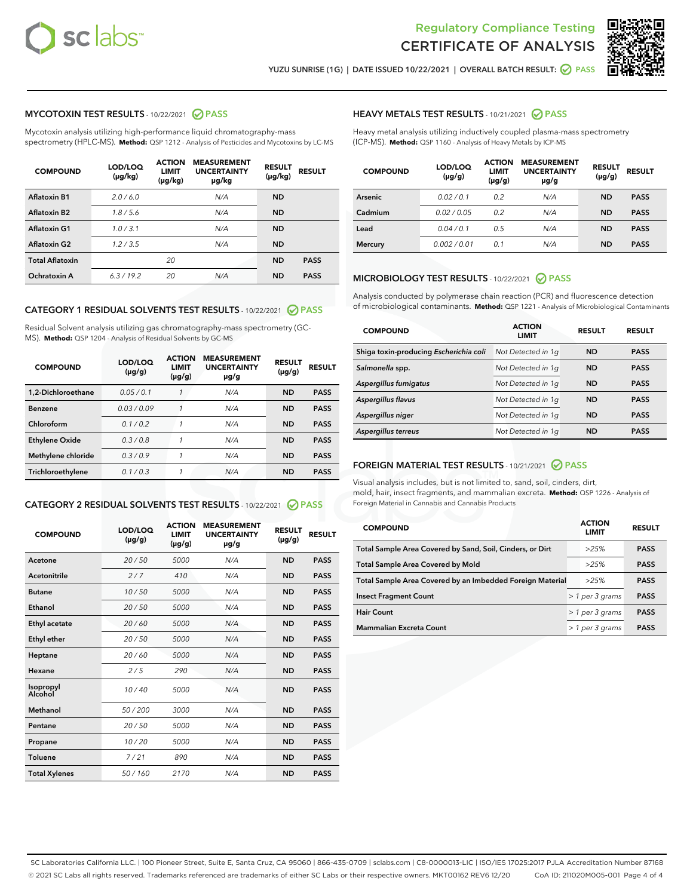Regulatory Compliance Testing

# CERTIFICATE OF ANALYSIS

YUZU SUNRISE (1G) | DATE ISSUED 10/22/2021 | OVERALL BATCH RESULT: PASS

## MYCOTOXIN TEST RESULTS - 10/22/2021 PASS

Mycotoxin analysis utilizing high-performance liquid chromatography-mass spectrometry (HPLC-MS). **Method:** QSP 1212 - Analysis of Pesticides and Mycotoxins by LC-MS

| COMPOUND | LOD/LOQ (µg/kg) | ACTION LIMIT (µg/kg) | MEASUREMENT UNCERTAINTY µg/kg | RESULT (µg/kg) | RESULT |
|---|---|---|---|---|---|
| Aflatoxin B1 | 2.0 / 6.0 | | N/A | ND | |
| Aflatoxin B2 | 1.8 / 5.6 | | N/A | ND | |
| Aflatoxin G1 | 1.0 / 3.1 | | N/A | ND | |
| Aflatoxin G2 | 1.2 / 3.5 | | N/A | ND | |
| Total Aflatoxin | | 20 | | ND | PASS |
| Ochratoxin A | 6.3 / 19.2 | 20 | N/A | ND | PASS |

## CATEGORY 1 RESIDUAL SOLVENTS TEST RESULTS - 10/22/2021 PASS

Residual Solvent analysis utilizing gas chromatography-mass spectrometry (GC-MS). **Method:** QSP 1204 - Analysis of Residual Solvents by GC-MS

| COMPOUND | LOD/LOQ (µg/g) | ACTION LIMIT (µg/g) | MEASUREMENT UNCERTAINTY µg/g | RESULT (µg/g) | RESULT |
|---|---|---|---|---|---|
| 1,2-Dichloroethane | 0.05 / 0.1 | 1 | N/A | ND | PASS |
| Benzene | 0.03 / 0.09 | 1 | N/A | ND | PASS |
| Chloroform | 0.1 / 0.2 | 1 | N/A | ND | PASS |
| Ethylene Oxide | 0.3 / 0.8 | 1 | N/A | ND | PASS |
| Methylene chloride | 0.3 / 0.9 | 1 | N/A | ND | PASS |
| Trichloroethylene | 0.1 / 0.3 | 1 | N/A | ND | PASS |

## CATEGORY 2 RESIDUAL SOLVENTS TEST RESULTS - 10/22/2021 PASS

| COMPOUND | LOD/LOQ (µg/g) | ACTION LIMIT (µg/g) | MEASUREMENT UNCERTAINTY µg/g | RESULT (µg/g) | RESULT |
|---|---|---|---|---|---|
| Acetone | 20 / 50 | 5000 | N/A | ND | PASS |
| Acetonitrile | 2 / 7 | 410 | N/A | ND | PASS |
| Butane | 10 / 50 | 5000 | N/A | ND | PASS |
| Ethanol | 20 / 50 | 5000 | N/A | ND | PASS |
| Ethyl acetate | 20 / 60 | 5000 | N/A | ND | PASS |
| Ethyl ether | 20 / 50 | 5000 | N/A | ND | PASS |
| Heptane | 20 / 60 | 5000 | N/A | ND | PASS |
| Hexane | 2 / 5 | 290 | N/A | ND | PASS |
| Isopropyl Alcohol | 10 / 40 | 5000 | N/A | ND | PASS |
| Methanol | 50 / 200 | 3000 | N/A | ND | PASS |
| Pentane | 20 / 50 | 5000 | N/A | ND | PASS |
| Propane | 10 / 20 | 5000 | N/A | ND | PASS |
| Toluene | 7 / 21 | 890 | N/A | ND | PASS |
| Total Xylenes | 50 / 160 | 2170 | N/A | ND | PASS |

## HEAVY METALS TEST RESULTS - 10/21/2021 PASS

Heavy metal analysis utilizing inductively coupled plasma-mass spectrometry (ICP-MS). **Method:** QSP 1160 - Analysis of Heavy Metals by ICP-MS

| COMPOUND | LOD/LOQ (µg/g) | ACTION LIMIT (µg/g) | MEASUREMENT UNCERTAINTY µg/g | RESULT (µg/g) | RESULT |
|---|---|---|---|---|---|
| Arsenic | 0.02 / 0.1 | 0.2 | N/A | ND | PASS |
| Cadmium | 0.02 / 0.05 | 0.2 | N/A | ND | PASS |
| Lead | 0.04 / 0.1 | 0.5 | N/A | ND | PASS |
| Mercury | 0.002 / 0.01 | 0.1 | N/A | ND | PASS |

## MICROBIOLOGY TEST RESULTS - 10/22/2021 PASS

Analysis conducted by polymerase chain reaction (PCR) and fluorescence detection of microbiological contaminants. **Method:** QSP 1221 - Analysis of Microbiological Contaminants

| COMPOUND | ACTION LIMIT | RESULT | RESULT |
|---|---|---|---|
| Shiga toxin-producing *Escherichia coli* | Not Detected in 1g | ND | PASS |
| *Salmonella* spp. | Not Detected in 1g | ND | PASS |
| *Aspergillus fumigatus* | Not Detected in 1g | ND | PASS |
| *Aspergillus flavus* | Not Detected in 1g | ND | PASS |
| *Aspergillus niger* | Not Detected in 1g | ND | PASS |
| *Aspergillus terreus* | Not Detected in 1g | ND | PASS |

## FOREIGN MATERIAL TEST RESULTS - 10/21/2021 PASS

Visual analysis includes, but is not limited to, sand, soil, cinders, dirt, mold, hair, insect fragments, and mammalian excreta. **Method:** QSP 1226 - Analysis of Foreign Material in Cannabis and Cannabis Products

| COMPOUND | ACTION LIMIT | RESULT |
|---|---|---|
| Total Sample Area Covered by Sand, Soil, Cinders, or Dirt | >25% | PASS |
| Total Sample Area Covered by Mold | >25% | PASS |
| Total Sample Area Covered by an Imbedded Foreign Material | >25% | PASS |
| Insect Fragment Count | > 1 per 3 grams | PASS |
| Hair Count | > 1 per 3 grams | PASS |
| Mammalian Excreta Count | > 1 per 3 grams | PASS |

SC Laboratories California LLC. | 100 Pioneer Street, Suite E, Santa Cruz, CA 95060 | 866-435-0709 | sclabs.com | C8-0000013-LIC | ISO/IES 17025:2017 PJLA Accreditation Number 87168
© 2021 SC Labs all rights reserved. Trademarks referenced are trademarks of either SC Labs or their respective owners. MKT00162 REV6 12/20 CoA ID: 211020M005-001